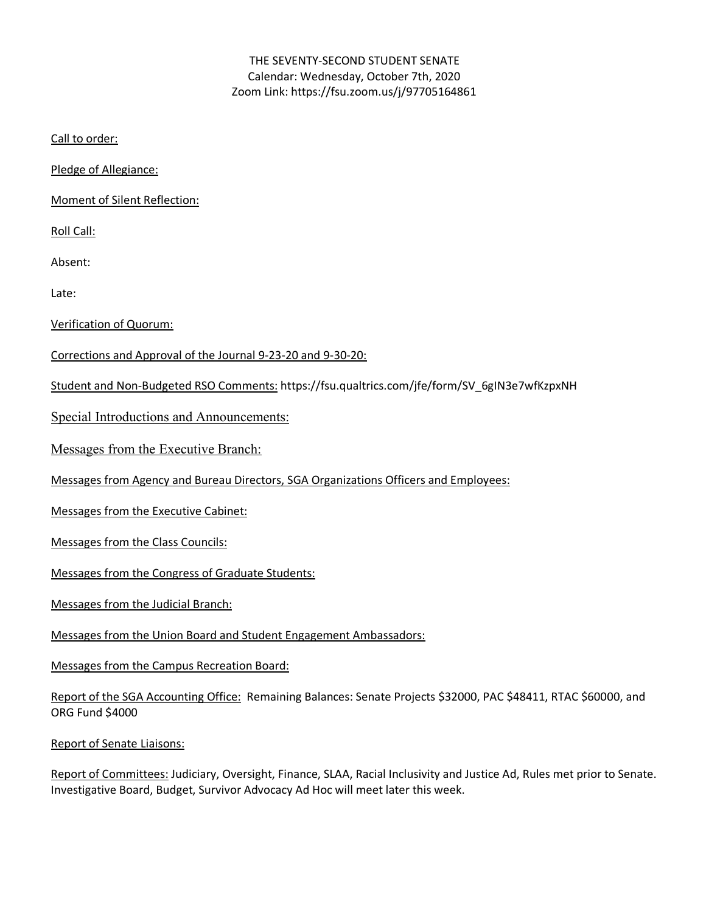THE SEVENTY-SECOND STUDENT SENATE
Calendar: Wednesday, October 7th, 2020
Zoom Link: https://fsu.zoom.us/j/97705164861

<u>Call to order:</u>

<u>Pledge of Allegiance:</u>

<u>Moment of Silent Reflection:</u>

<u>Roll Call:</u>

Absent:

Late:

<u>Verification of Quorum:</u>

<u>Corrections and Approval of the Journal 9-23-20 and 9-30-20:</u>

<u>Student and Non-Budgeted RSO Comments:</u> https://fsu.qualtrics.com/jfe/form/SV_6gIN3e7wfKzpxNH

<u>Special Introductions and Announcements:</u>

<u>Messages from the Executive Branch:</u>

<u>Messages from Agency and Bureau Directors, SGA Organizations Officers and Employees:</u>

<u>Messages from the Executive Cabinet:</u>

<u>Messages from the Class Councils:</u>

<u>Messages from the Congress of Graduate Students:</u>

<u>Messages from the Judicial Branch:</u>

<u>Messages from the Union Board and Student Engagement Ambassadors:</u>

<u>Messages from the Campus Recreation Board:</u>

<u>Report of the SGA Accounting Office:</u> Remaining Balances: Senate Projects $32000, PAC $48411, RTAC $60000, and ORG Fund $4000

<u>Report of Senate Liaisons:</u>

<u>Report of Committees:</u> Judiciary, Oversight, Finance, SLAA, Racial Inclusivity and Justice Ad, Rules met prior to Senate. Investigative Board, Budget, Survivor Advocacy Ad Hoc will meet later this week.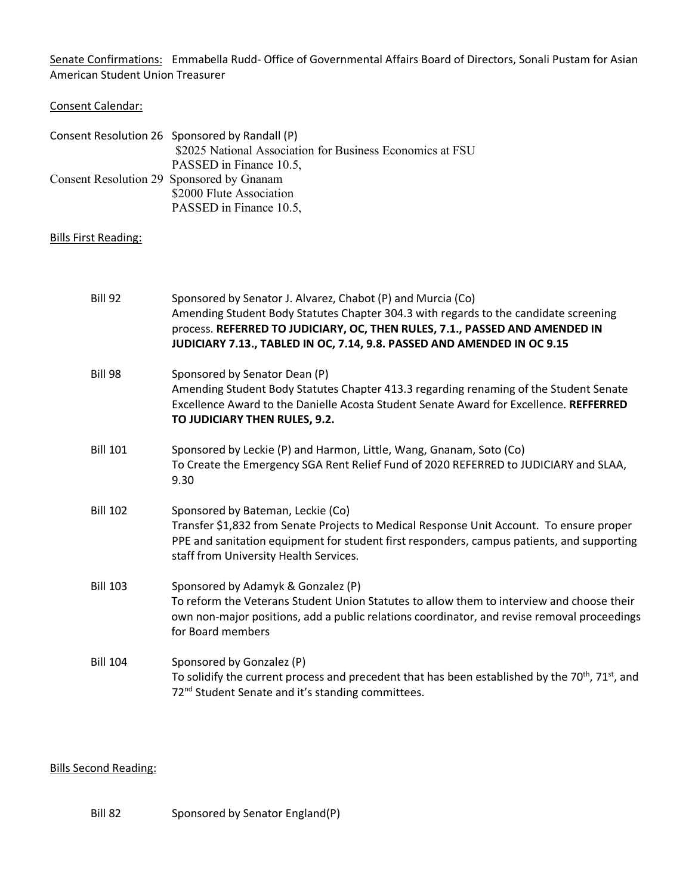Senate Confirmations: Emmabella Rudd- Office of Governmental Affairs Board of Directors, Sonali Pustam for Asian American Student Union Treasurer

Consent Calendar:

Consent Resolution 26 Sponsored by Randall (P)
$2025 National Association for Business Economics at FSU
PASSED in Finance 10.5,

Consent Resolution 29 Sponsored by Gnanam
$2000 Flute Association
PASSED in Finance 10.5,

Bills First Reading:

Bill 92 Sponsored by Senator J. Alvarez, Chabot (P) and Murcia (Co)
Amending Student Body Statutes Chapter 304.3 with regards to the candidate screening process. **REFERRED TO JUDICIARY, OC, THEN RULES, 7.1., PASSED AND AMENDED IN JUDICIARY 7.13., TABLED IN OC, 7.14, 9.8. PASSED AND AMENDED IN OC 9.15**

Bill 98 Sponsored by Senator Dean (P)
Amending Student Body Statutes Chapter 413.3 regarding renaming of the Student Senate Excellence Award to the Danielle Acosta Student Senate Award for Excellence. **REFFERRED TO JUDICIARY THEN RULES, 9.2.**

Bill 101 Sponsored by Leckie (P) and Harmon, Little, Wang, Gnanam, Soto (Co)
To Create the Emergency SGA Rent Relief Fund of 2020 REFERRED to JUDICIARY and SLAA, 9.30

Bill 102 Sponsored by Bateman, Leckie (Co)
Transfer $1,832 from Senate Projects to Medical Response Unit Account. To ensure proper PPE and sanitation equipment for student first responders, campus patients, and supporting staff from University Health Services.

Bill 103 Sponsored by Adamyk & Gonzalez (P)
To reform the Veterans Student Union Statutes to allow them to interview and choose their own non-major positions, add a public relations coordinator, and revise removal proceedings for Board members

Bill 104 Sponsored by Gonzalez (P)
To solidify the current process and precedent that has been established by the 70th, 71st, and 72nd Student Senate and it's standing committees.

Bills Second Reading:

Bill 82 Sponsored by Senator England(P)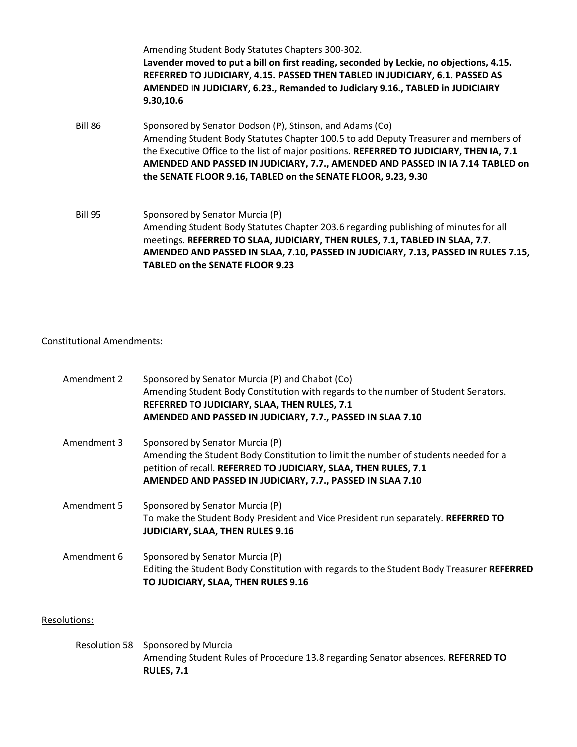Amending Student Body Statutes Chapters 300-302.
**Lavender moved to put a bill on first reading, seconded by Leckie, no objections, 4.15. REFERRED TO JUDICIARY, 4.15. PASSED THEN TABLED IN JUDICIARY, 6.1. PASSED AS AMENDED IN JUDICIARY, 6.23., Remanded to Judiciary 9.16., TABLED in JUDICIAIRY 9.30,10.6**

Bill 86 — Sponsored by Senator Dodson (P), Stinson, and Adams (Co)
Amending Student Body Statutes Chapter 100.5 to add Deputy Treasurer and members of the Executive Office to the list of major positions. **REFERRED TO JUDICIARY, THEN IA, 7.1 AMENDED AND PASSED IN JUDICIARY, 7.7., AMENDED AND PASSED IN IA 7.14 TABLED on the SENATE FLOOR 9.16, TABLED on the SENATE FLOOR, 9.23, 9.30**

Bill 95 — Sponsored by Senator Murcia (P)
Amending Student Body Statutes Chapter 203.6 regarding publishing of minutes for all meetings. **REFERRED TO SLAA, JUDICIARY, THEN RULES, 7.1, TABLED IN SLAA, 7.7. AMENDED AND PASSED IN SLAA, 7.10, PASSED IN JUDICIARY, 7.13, PASSED IN RULES 7.15, TABLED on the SENATE FLOOR 9.23**

Constitutional Amendments:

Amendment 2 — Sponsored by Senator Murcia (P) and Chabot (Co)
Amending Student Body Constitution with regards to the number of Student Senators.
**REFERRED TO JUDICIARY, SLAA, THEN RULES, 7.1**
**AMENDED AND PASSED IN JUDICIARY, 7.7., PASSED IN SLAA 7.10**

Amendment 3 — Sponsored by Senator Murcia (P)
Amending the Student Body Constitution to limit the number of students needed for a petition of recall. **REFERRED TO JUDICIARY, SLAA, THEN RULES, 7.1**
**AMENDED AND PASSED IN JUDICIARY, 7.7., PASSED IN SLAA 7.10**

Amendment 5 — Sponsored by Senator Murcia (P)
To make the Student Body President and Vice President run separately. **REFERRED TO JUDICIARY, SLAA, THEN RULES 9.16**

Amendment 6 — Sponsored by Senator Murcia (P)
Editing the Student Body Constitution with regards to the Student Body Treasurer **REFERRED TO JUDICIARY, SLAA, THEN RULES 9.16**

Resolutions:

Resolution 58 — Sponsored by Murcia
Amending Student Rules of Procedure 13.8 regarding Senator absences. **REFERRED TO RULES, 7.1**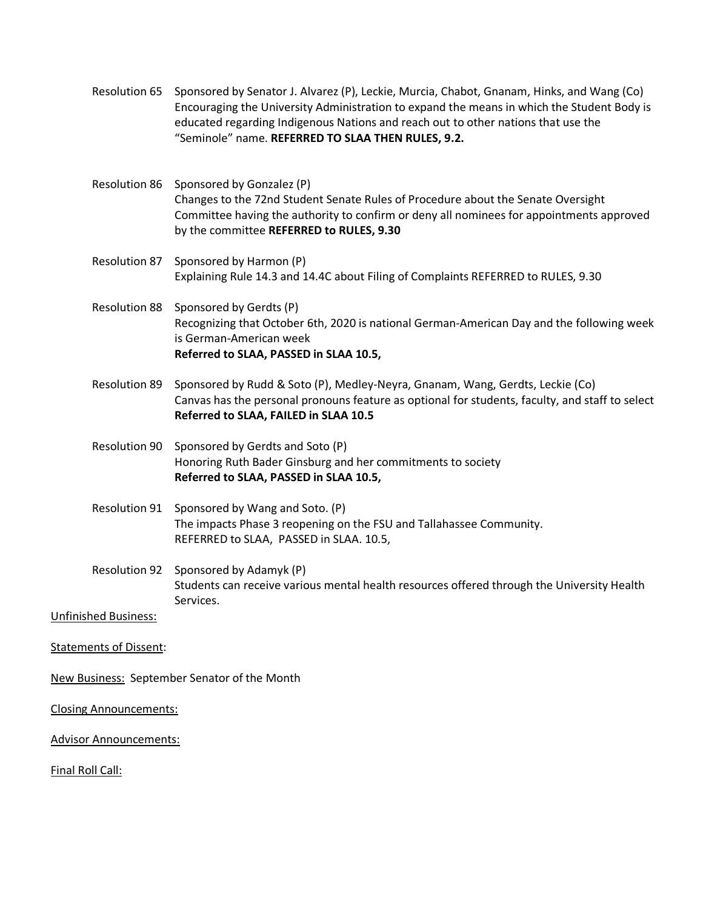Resolution 65 Sponsored by Senator J. Alvarez (P), Leckie, Murcia, Chabot, Gnanam, Hinks, and Wang (Co) Encouraging the University Administration to expand the means in which the Student Body is educated regarding Indigenous Nations and reach out to other nations that use the "Seminole" name. **REFERRED TO SLAA THEN RULES, 9.2.**

Resolution 86 Sponsored by Gonzalez (P)
Changes to the 72nd Student Senate Rules of Procedure about the Senate Oversight Committee having the authority to confirm or deny all nominees for appointments approved by the committee **REFERRED to RULES, 9.30**

Resolution 87 Sponsored by Harmon (P)
Explaining Rule 14.3 and 14.4C about Filing of Complaints REFERRED to RULES, 9.30

Resolution 88 Sponsored by Gerdts (P)
Recognizing that October 6th, 2020 is national German-American Day and the following week is German-American week
**Referred to SLAA, PASSED in SLAA 10.5,**

Resolution 89 Sponsored by Rudd & Soto (P), Medley-Neyra, Gnanam, Wang, Gerdts, Leckie (Co)
Canvas has the personal pronouns feature as optional for students, faculty, and staff to select
**Referred to SLAA, FAILED in SLAA 10.5**

Resolution 90 Sponsored by Gerdts and Soto (P)
Honoring Ruth Bader Ginsburg and her commitments to society
**Referred to SLAA, PASSED in SLAA 10.5,**

Resolution 91 Sponsored by Wang and Soto. (P)
The impacts Phase 3 reopening on the FSU and Tallahassee Community.
REFERRED to SLAA, PASSED in SLAA. 10.5,

Resolution 92 Sponsored by Adamyk (P)
Students can receive various mental health resources offered through the University Health Services.

<u>Unfinished Business:</u>

<u>Statements of Dissent</u>:

<u>New Business:</u> September Senator of the Month

<u>Closing Announcements:</u>

<u>Advisor Announcements:</u>

<u>Final Roll Call:</u>